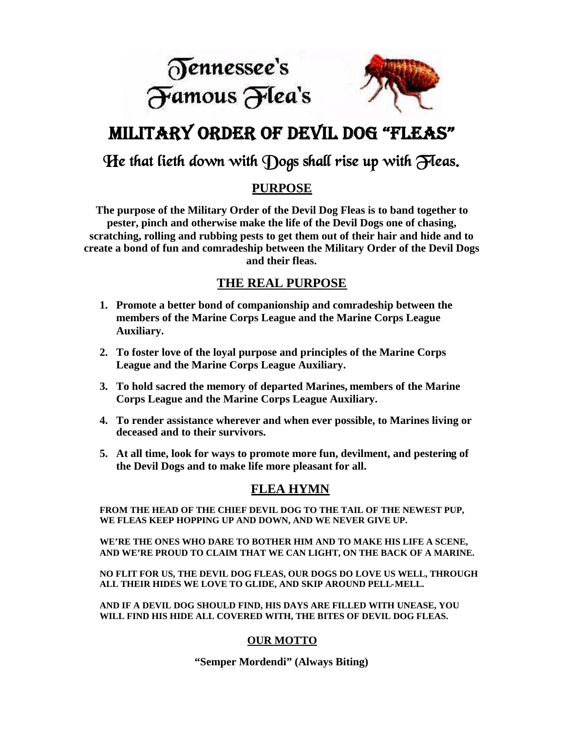# Tennessee's Famous Flea's

# MILITARY ORDER OF DEVIL DOG "FLEAS"

## He that lieth down with Dogs shall rise up with Fleas.

## PURPOSE

**The purpose of the Military Order of the Devil Dog Fleas is to band together to pester, pinch and otherwise make the life of the Devil Dogs one of chasing, scratching, rolling and rubbing pests to get them out of their hair and hide and to create a bond of fun and comradeship between the Military Order of the Devil Dogs and their fleas.**

## THE REAL PURPOSE

1. **Promote a better bond of companionship and comradeship between the members of the Marine Corps League and the Marine Corps League Auxiliary.**
2. **To foster love of the loyal purpose and principles of the Marine Corps League and the Marine Corps League Auxiliary.**
3. **To hold sacred the memory of departed Marines, members of the Marine Corps League and the Marine Corps League Auxiliary.**
4. **To render assistance wherever and when ever possible, to Marines living or deceased and to their survivors.**
5. **At all time, look for ways to promote more fun, devilment, and pestering of the Devil Dogs and to make life more pleasant for all.**

## FLEA HYMN

**FROM THE HEAD OF THE CHIEF DEVIL DOG TO THE TAIL OF THE NEWEST PUP, WE FLEAS KEEP HOPPING UP AND DOWN, AND WE NEVER GIVE UP.**

**WE'RE THE ONES WHO DARE TO BOTHER HIM AND TO MAKE HIS LIFE A SCENE, AND WE'RE PROUD TO CLAIM THAT WE CAN LIGHT, ON THE BACK OF A MARINE.**

**NO FLIT FOR US, THE DEVIL DOG FLEAS, OUR DOGS DO LOVE US WELL, THROUGH ALL THEIR HIDES WE LOVE TO GLIDE, AND SKIP AROUND PELL-MELL.**

**AND IF A DEVIL DOG SHOULD FIND, HIS DAYS ARE FILLED WITH UNEASE, YOU WILL FIND HIS HIDE ALL COVERED WITH, THE BITES OF DEVIL DOG FLEAS.**

## OUR MOTTO

**"Semper Mordendi" (Always Biting)**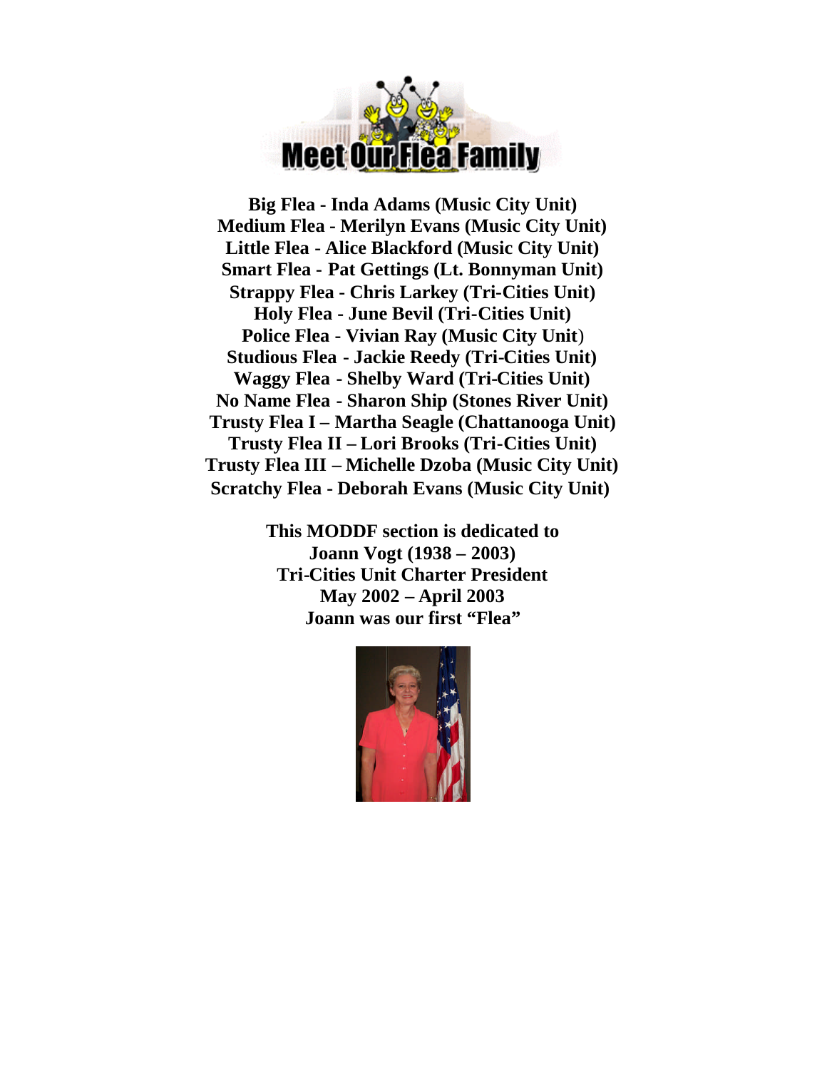# Meet Our Flea Family

**Big Flea - Inda Adams (Music City Unit)**
**Medium Flea - Merilyn Evans (Music City Unit)**
**Little Flea - Alice Blackford (Music City Unit)**
**Smart Flea - Pat Gettings (Lt. Bonnyman Unit)**
**Strappy Flea - Chris Larkey (Tri-Cities Unit)**
**Holy Flea - June Bevil (Tri-Cities Unit)**
**Police Flea - Vivian Ray (Music City Unit)**
**Studious Flea - Jackie Reedy (Tri-Cities Unit)**
**Waggy Flea - Shelby Ward (Tri-Cities Unit)**
**No Name Flea - Sharon Ship (Stones River Unit)**
**Trusty Flea I – Martha Seagle (Chattanooga Unit)**
**Trusty Flea II – Lori Brooks (Tri-Cities Unit)**
**Trusty Flea III – Michelle Dzoba (Music City Unit)**
**Scratchy Flea - Deborah Evans (Music City Unit)**

**This MODDF section is dedicated to**
**Joann Vogt (1938 – 2003)**
**Tri-Cities Unit Charter President**
**May 2002 – April 2003**
**Joann was our first "Flea"**